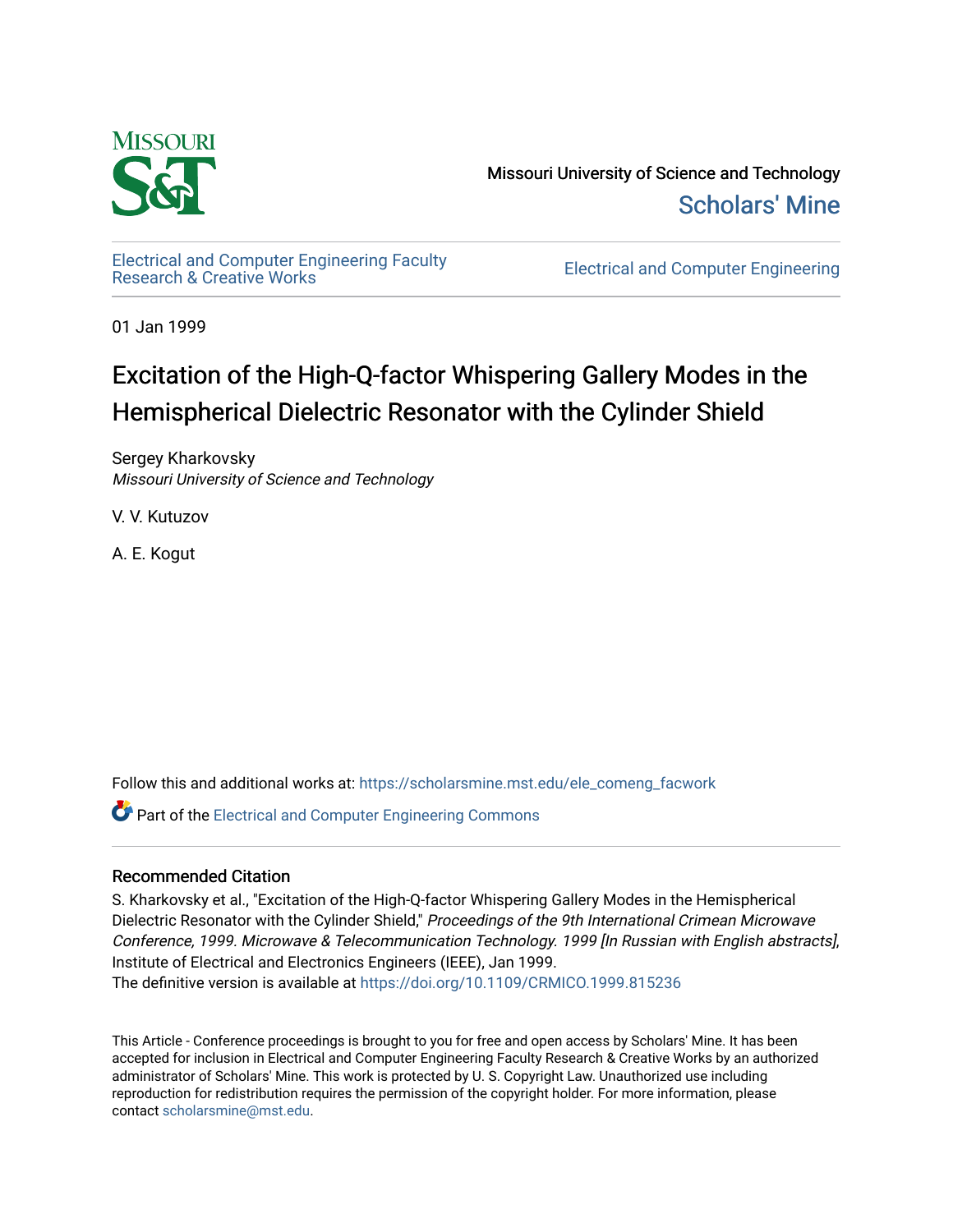Missouri University of Science and Technology

Scholars' Mine

Electrical and Computer Engineering Faculty Research & Creative Works

Electrical and Computer Engineering

01 Jan 1999

# Excitation of the High-Q-factor Whispering Gallery Modes in the Hemispherical Dielectric Resonator with the Cylinder Shield

Sergey Kharkovsky
*Missouri University of Science and Technology*

V. V. Kutuzov

A. E. Kogut

Follow this and additional works at: https://scholarsmine.mst.edu/ele_comeng_facwork

Part of the Electrical and Computer Engineering Commons

## Recommended Citation

S. Kharkovsky et al., "Excitation of the High-Q-factor Whispering Gallery Modes in the Hemispherical Dielectric Resonator with the Cylinder Shield," *Proceedings of the 9th International Crimean Microwave Conference, 1999. Microwave & Telecommunication Technology. 1999 [In Russian with English abstracts]*, Institute of Electrical and Electronics Engineers (IEEE), Jan 1999.
The definitive version is available at https://doi.org/10.1109/CRMICO.1999.815236

This Article - Conference proceedings is brought to you for free and open access by Scholars' Mine. It has been accepted for inclusion in Electrical and Computer Engineering Faculty Research & Creative Works by an authorized administrator of Scholars' Mine. This work is protected by U. S. Copyright Law. Unauthorized use including reproduction for redistribution requires the permission of the copyright holder. For more information, please contact scholarsmine@mst.edu.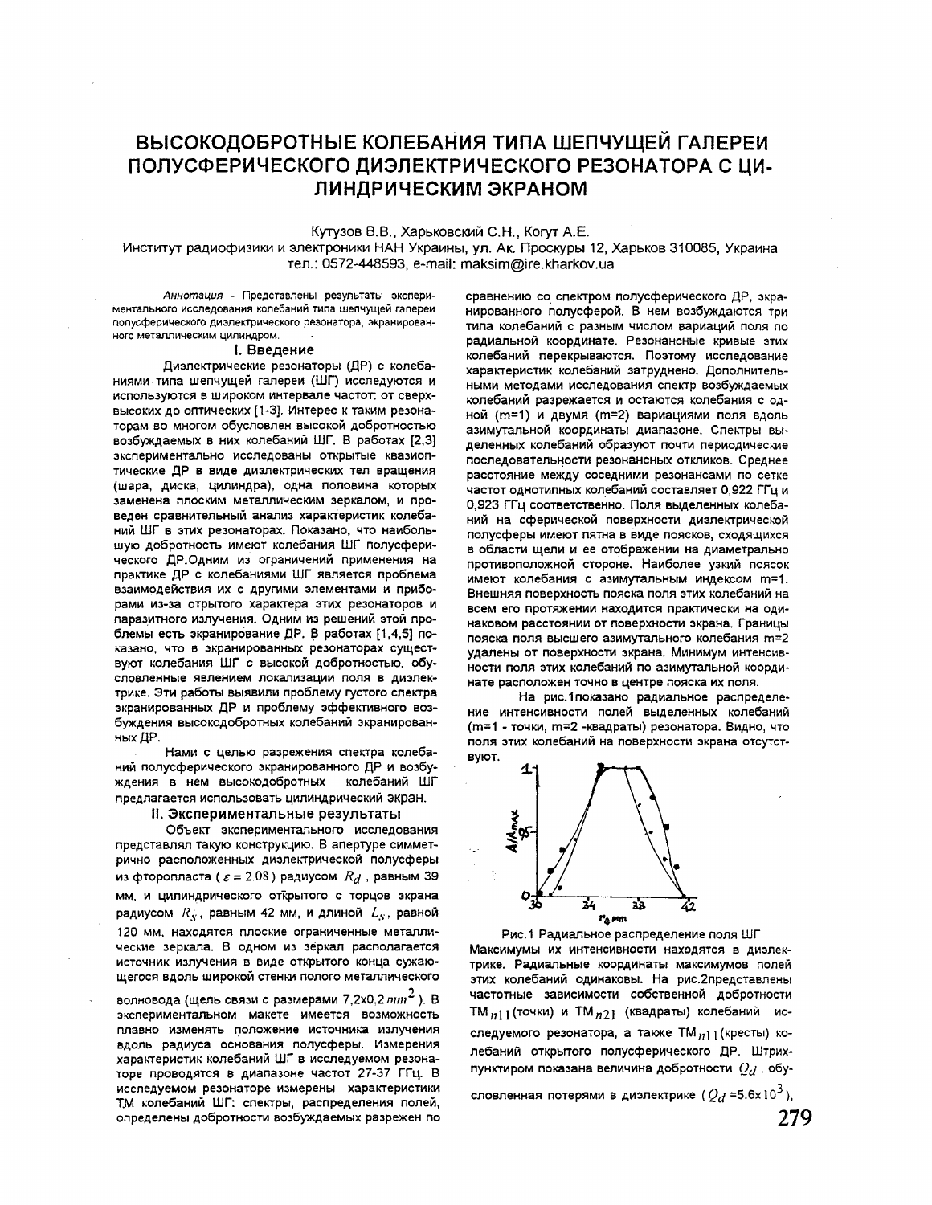# ВЫСОКОДОБРОТНЫЕ КОЛЕБАНИЯ ТИПА ШЕПЧУЩЕЙ ГАЛЕРЕИ ПОЛУСФЕРИЧЕСКОГО ДИЭЛЕКТРИЧЕСКОГО РЕЗОНАТОРА С ЦИЛИНДРИЧЕСКИМ ЭКРАНОМ

Кутузов В.В., Харьковский С.Н., Когут А.Е.

Институт радиофизики и электроники НАН Украины, ул. Ак. Проскуры 12, Харьков 310085, Украина
тел.: 0572-448593, e-mail: maksim@ire.kharkov.ua

*Аннотация* - Представлены результаты экспериментального исследования колебаний типа шепчущей галереи полусферического диэлектрического резонатора, экранированного металлическим цилиндром.

## I. Введение

Диэлектрические резонаторы (ДР) с колебаниями типа шепчущей галереи (ШГ) исследуются и используются в широком интервале частот: от сверхвысоких до оптических [1-3]. Интерес к таким резонаторам во многом обусловлен высокой добротностью возбуждаемых в них колебаний ШГ. В работах [2,3] экспериментально исследованы открытые квазиоптические ДР в виде диэлектрических тел вращения (шара, диска, цилиндра), одна половина которых заменена плоским металлическим зеркалом, и проведен сравнительный анализ характеристик колебаний ШГ в этих резонаторах. Показано, что наибольшую добротность имеют колебания ШГ полусферического ДР. Одним из ограничений применения на практике ДР с колебаниями ШГ является проблема взаимодействия их с другими элементами и приборами из-за открытого характера этих резонаторов и паразитного излучения. Одним из решений этой проблемы есть экранирование ДР. В работах [1,4,5] показано, что в экранированных резонаторах существуют колебания ШГ с высокой добротностью, обусловленные явлением локализации поля в диэлектрике. Эти работы выявили проблему густого спектра экранированных ДР и проблему эффективного возбуждения высокодобротных колебаний экранированных ДР.

Нами с целью разрежения спектра колебаний полусферического экранированного ДР и возбуждения в нем высокодобротных колебаний ШГ предлагается использовать цилиндрический экран.

## II. Экспериментальные результаты

Объект экспериментального исследования представлял такую конструкцию. В апертуре симметрично расположенных диэлектрической полусферы из фторопласта ($\varepsilon = 2.08$) радиусом $R_d$, равным 39 мм, и цилиндрического открытого с торцов экрана радиусом $R_s$, равным 42 мм, и длиной $L_s$, равной 120 мм, находятся плоские ограниченные металлические зеркала. В одном из зеркал располагается источник излучения в виде открытого конца сужающегося вдоль широкой стенки полого металлического волновода (щель связи с размерами 7,2x0,2 $mm^2$). В экспериментальном макете имеется возможность плавно изменять положение источника излучения вдоль радиуса основания полусферы. Измерения характеристик колебаний ШГ в исследуемом резонаторе проводятся в диапазоне частот 27-37 ГГц. В исследуемом резонаторе измерены характеристики TM колебаний ШГ: спектры, распределения полей, определены добротности возбуждаемых разрежен по сравнению со спектром полусферического ДР, экранированного полусферой. В нем возбуждаются три типа колебаний с разным числом вариаций поля по радиальной координате. Резонансные кривые этих колебаний перекрываются. Поэтому исследование характеристик колебаний затруднено. Дополнительными методами исследования спектр возбуждаемых колебаний разрежается и остаются колебания с одной (m=1) и двумя (m=2) вариациями поля вдоль азимутальной координаты диапазоне. Спектры выделенных колебаний образуют почти периодические последовательности резонансных откликов. Среднее расстояние между соседними резонансами по сетке частот однотипных колебаний составляет 0,922 ГГц и 0,923 ГГц соответственно. Поля выделенных колебаний на сферической поверхности диэлектрической полусферы имеют пятна в виде поясков, сходящихся в области щели и ее отображении на диаметрально противоположной стороне. Наиболее узкий поясок имеют колебания с азимутальным индексом m=1. Внешняя поверхность пояска поля этих колебаний на всем его протяжении находится практически на одинаковом расстоянии от поверхности экрана. Границы пояска поля высшего азимутального колебания m=2 удалены от поверхности экрана. Минимум интенсивности поля этих колебаний по азимутальной координате расположен точно в центре пояска их поля.

На рис.1 показано радиальное распределение интенсивности полей выделенных колебаний (m=1 - точки, m=2 - квадраты) резонатора. Видно, что поля этих колебаний на поверхности экрана отсутствуют.

Рис.1 Радиальное распределение поля ШГ

Максимумы их интенсивности находятся в диэлектрике. Радиальные координаты максимумов полей этих колебаний одинаковы. На рис.2 представлены частотные зависимости собственной добротности TM$_{n11}$ (точки) и TM$_{n21}$ (квадраты) колебаний исследуемого резонатора, а также TM$_{n11}$ (кресты) колебаний открытого полусферического ДР. Штрихпунктиром показана величина добротности $Q_d$, обусловленная потерями в диэлектрике ($Q_d$ =5.6x$10^3$),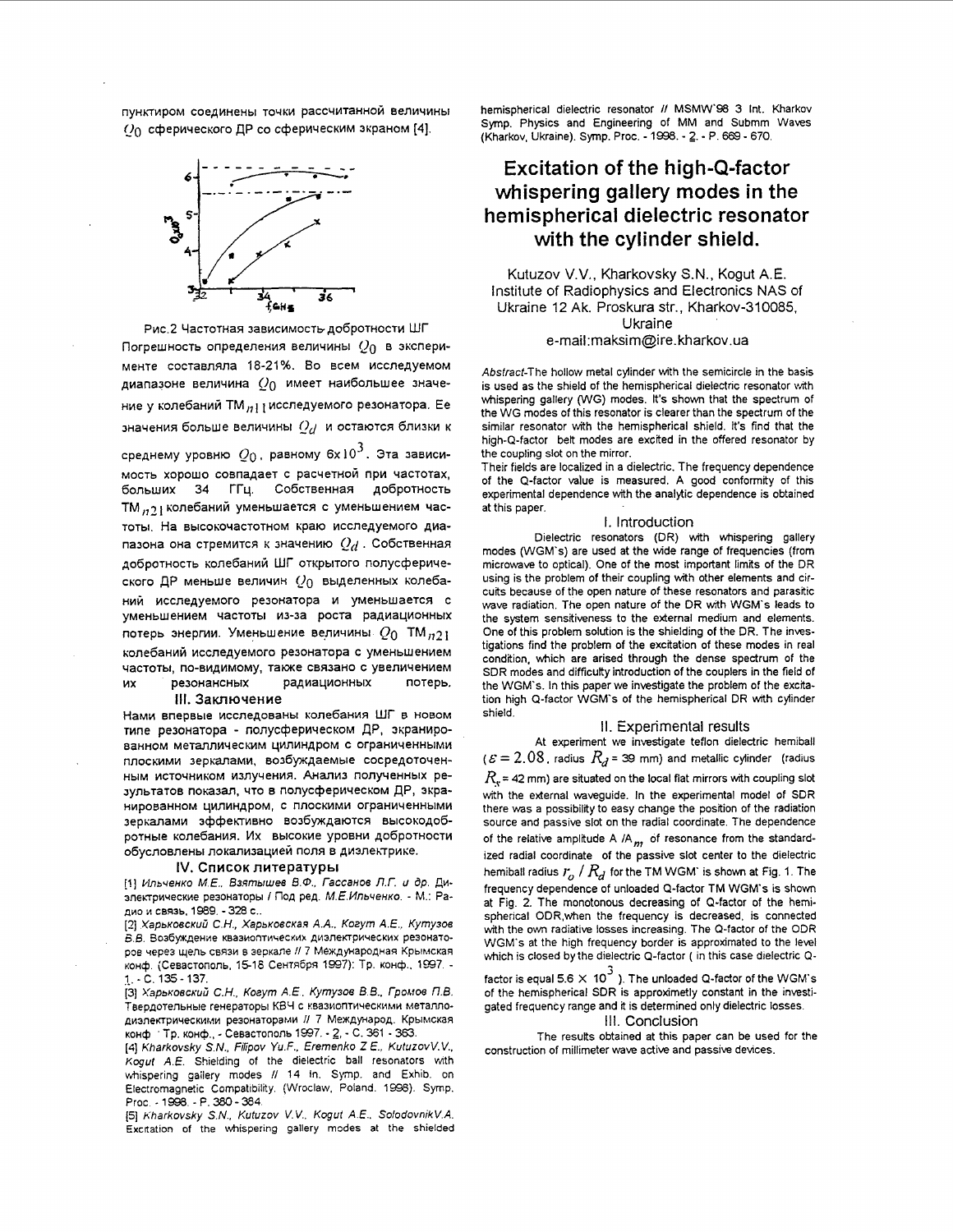пунктиром соединены точки рассчитанной величины $Q_0$ сферического ДР со сферическим экраном [4].

6

5

4

3

$Q_0 \cdot 10^3$

32

34

36

f,GHz

Рис.2 Частотная зависимость добротности ШГ

Погрешность определения величины $Q_0$ в эксперименте составляла 18-21%. Во всем исследуемом диапазоне величина $Q_0$ имеет наибольшее значение у колебаний $TM_{n11}$ исследуемого резонатора. Ее значения больше величины $Q_d$ и остаются близки к среднему уровню $Q_0$, равному $6 \times 10^3$. Эта зависимость хорошо совпадает с расчетной при частотах, больших 34 ГГц. Собственная добротность $TM_{n21}$ колебаний уменьшается с уменьшением частоты. На высокочастотном краю исследуемого диапазона она стремится к значению $Q_d$. Собственная добротность колебаний ШГ открытого полусферического ДР меньше величин $Q_0$ выделенных колебаний исследуемого резонатора и уменьшается с уменьшением частоты из-за роста радиационных потерь энергии. Уменьшение величины $Q_0$ $TM_{n21}$ колебаний исследуемого резонатора с уменьшением частоты, по-видимому, также связано с увеличением их резонансных радиационных потерь.

## III. Заключение

Нами впервые исследованы колебания ШГ в новом типе резонатора - полусферическом ДР, экранированном металлическим цилиндром с ограниченными плоскими зеркалами, возбуждаемые сосредоточенным источником излучения. Анализ полученных результатов показал, что в полусферическом ДР, экранированном цилиндром, с плоскими ограниченными зеркалами эффективно возбуждаются высокодобротные колебания. Их высокие уровни добротности обусловлены локализацией поля в диэлектрике.

## IV. Список литературы

[1] *Ильченко М.Е., Взятышев В.Ф., Гассанов Л.Г. и др.* Диэлектрические резонаторы / Под ред. *М.Е.Ильченко*. - М.: Радио и связь, 1989. - 328 с..

[2] *Харьковский С.Н., Харьковская А.А., Когут А.Е., Кутузов В.В.* Возбуждение квазиоптических диэлектрических резонаторов через щель связи в зеркале // 7 Международная Крымская конф. (Севастополь, 15-18 Сентября 1997): Тр. конф., 1997. - 1. - С. 135 - 137.

[3] *Харьковский С.Н., Когут А.Е., Кутузов В.В., Громов П.В.* Твердотельные генераторы КВЧ с квазиоптическими металлодиэлектрическими резонаторами // 7 Международ. Крымская конф · Тр. конф., - Севастополь 1997. - 2. - С. 361 - 363.

[4] *Kharkovsky S.N., Filipov Yu.F., Eremenko Z.E., KutuzovV.V., Kogut A.E.* Shielding of the dielectric ball resonators with whispering gallery modes // 14 In. Symp. and Exhib. on Electromagnetic Compatibility. (Wroclaw, Poland. 1998). Symp. Proc. - 1998. - P. 380 - 384.

[5] *Kharkovsky S.N., Kutuzov V.V., Kogut A.E., SolodovnikV.A.* Excitation of the whispering gallery modes at the shielded hemispherical dielectric resonator // MSMW'98 3 Int. Kharkov Symp. Physics and Engineering of MM and Submm Waves (Kharkov, Ukraine). Symp. Proc. - 1998. - 2. - P. 669 - 670.

# Excitation of the high-Q-factor whispering gallery modes in the hemispherical dielectric resonator with the cylinder shield.

Kutuzov V.V., Kharkovsky S.N., Kogut A.E.
Institute of Radiophysics and Electronics NAS of Ukraine 12 Ak. Proskura str., Kharkov-310085, Ukraine
e-mail:maksim@ire.kharkov.ua

*Abstract*-The hollow metal cylinder with the semicircle in the basis is used as the shield of the hemispherical dielectric resonator with whispering gallery (WG) modes. It's shown that the spectrum of the WG modes of this resonator is clearer than the spectrum of the similar resonator with the hemispherical shield. It's find that the high-Q-factor belt modes are excited in the offered resonator by the coupling slot on the mirror.
Their fields are localized in a dielectric. The frequency dependence of the Q-factor value is measured. A good conformity of this experimental dependence with the analytic dependence is obtained at this paper.

## I. Introduction

Dielectric resonators (DR) with whispering gallery modes (WGM's) are used at the wide range of frequencies (from microwave to optical). One of the most important limits of the DR using is the problem of their coupling with other elements and circuits because of the open nature of these resonators and parasitic wave radiation. The open nature of the DR with WGM's leads to the system sensitiveness to the external medium and elements. One of this problem solution is the shielding of the DR. The investigations find the problem of the excitation of these modes in real condition, which are arised through the dense spectrum of the SDR modes and difficulty introduction of the couplers in the field of the WGM's. In this paper we investigate the problem of the excitation high Q-factor WGM's of the hemispherical DR with cylinder shield.

## II. Experimental results

At experiment we investigate teflon dielectric hemiball ($\varepsilon = 2.08$, radius $R_d$ = 39 mm) and metallic cylinder (radius $R_s$ = 42 mm) are situated on the local flat mirrors with coupling slot with the external waveguide. In the experimental model of SDR there was a possibility to easy change the position of the radiation source and passive slot on the radial coordinate. The dependence of the relative amplitude $A/A_m$ of resonance from the standardized radial coordinate of the passive slot center to the dielectric hemiball radius $r_o / R_d$ for the TM WGM' is shown at Fig. 1. The frequency dependence of unloaded Q-factor TM WGM's is shown at Fig. 2. The monotonous decreasing of Q-factor of the hemispherical ODR,when the frequency is decreased, is connected with the own radiative losses increasing. The Q-factor of the ODR WGM's at the high frequency border is approximated to the level which is closed by the dielectric Q-factor ( in this case dielectric Q-factor is equal $5.6 \times 10^3$ ). The unloaded Q-factor of the WGM's of the hemispherical SDR is approximetly constant in the investigated frequency range and it is determined only dielectric losses.

## III. Conclusion

The results obtained at this paper can be used for the construction of millimeter wave active and passive devices.